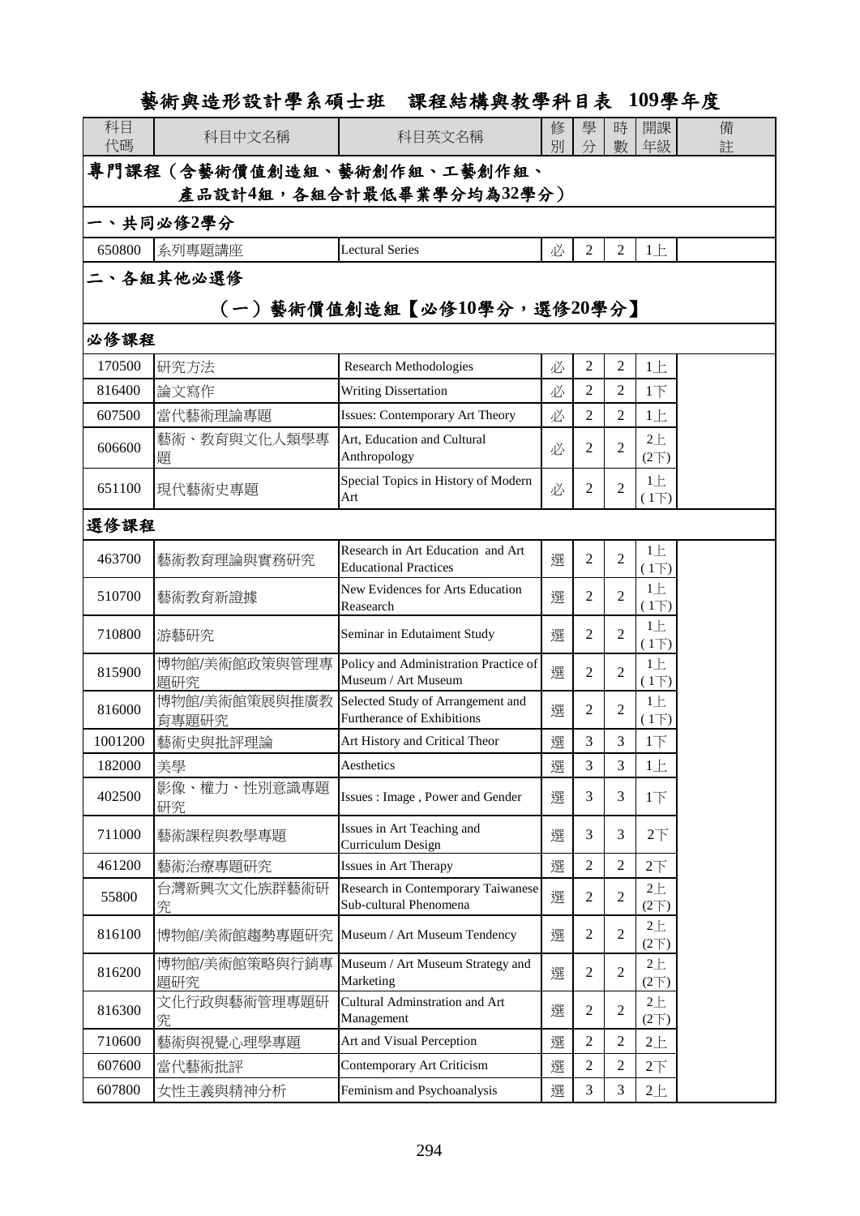# 藝術與造形設計學系碩士班　課程結構與教學科目表　109學年度

| 科目代碼 | 科目中文名稱 | 科目英文名稱 | 修別 | 學分 | 時數 | 開課年級 | 備註 |
|---|---|---|---|---|---|---|---|
| **專門課程（含藝術價值創造組、藝術創作組、工藝創作組、產品設計4組，各組合計最低畢業學分均為32學分）** | | | | | | | |
| **一、共同必修2學分** | | | | | | | |
| 650800 | 系列專題講座 | Lectural Series | 必 | 2 | 2 | 1上 | |
| **二、各組其他必選修** | | | | | | | |
| **（一）藝術價值創造組【必修10學分，選修20學分】** | | | | | | | |
| **必修課程** | | | | | | | |
| 170500 | 研究方法 | Research Methodologies | 必 | 2 | 2 | 1上 | |
| 816400 | 論文寫作 | Writing Dissertation | 必 | 2 | 2 | 1下 | |
| 607500 | 當代藝術理論專題 | Issues: Contemporary Art Theory | 必 | 2 | 2 | 1上 | |
| 606600 | 藝術、教育與文化人類學專題 | Art, Education and Cultural Anthropology | 必 | 2 | 2 | 2上 (2下) | |
| 651100 | 現代藝術史專題 | Special Topics in History of Modern Art | 必 | 2 | 2 | 1上 (1下) | |
| **選修課程** | | | | | | | |
| 463700 | 藝術教育理論與實務研究 | Research in Art Education and Art Educational Practices | 選 | 2 | 2 | 1上 (1下) | |
| 510700 | 藝術教育新證據 | New Evidences for Arts Education Reasearch | 選 | 2 | 2 | 1上 (1下) | |
| 710800 | 游藝研究 | Seminar in Edutaiment Study | 選 | 2 | 2 | 1上 (1下) | |
| 815900 | 博物館/美術館政策與管理專題研究 | Policy and Administration Practice of Museum / Art Museum | 選 | 2 | 2 | 1上 (1下) | |
| 816000 | 博物館/美術館策展與推廣教育專題研究 | Selected Study of Arrangement and Furtherance of Exhibitions | 選 | 2 | 2 | 1上 (1下) | |
| 1001200 | 藝術史與批評理論 | Art History and Critical Theor | 選 | 3 | 3 | 1下 | |
| 182000 | 美學 | Aesthetics | 選 | 3 | 3 | 1上 | |
| 402500 | 影像、權力、性別意識專題研究 | Issues : Image , Power and Gender | 選 | 3 | 3 | 1下 | |
| 711000 | 藝術課程與教學專題 | Issues in Art Teaching and Curriculum Design | 選 | 3 | 3 | 2下 | |
| 461200 | 藝術治療專題研究 | Issues in Art Therapy | 選 | 2 | 2 | 2下 | |
| 55800 | 台灣新興次文化族群藝術研究 | Research in Contemporary Taiwanese Sub-cultural Phenomena | 選 | 2 | 2 | 2上 (2下) | |
| 816100 | 博物館/美術館趨勢專題研究 | Museum / Art Museum Tendency | 選 | 2 | 2 | 2上 (2下) | |
| 816200 | 博物館/美術館策略與行銷專題研究 | Museum / Art Museum Strategy and Marketing | 選 | 2 | 2 | 2上 (2下) | |
| 816300 | 文化行政與藝術管理專題研究 | Cultural Adminstration and Art Management | 選 | 2 | 2 | 2上 (2下) | |
| 710600 | 藝術與視覺心理學專題 | Art and Visual Perception | 選 | 2 | 2 | 2上 | |
| 607600 | 當代藝術批評 | Contemporary Art Criticism | 選 | 2 | 2 | 2下 | |
| 607800 | 女性主義與精神分析 | Feminism and Psychoanalysis | 選 | 3 | 3 | 2上 | |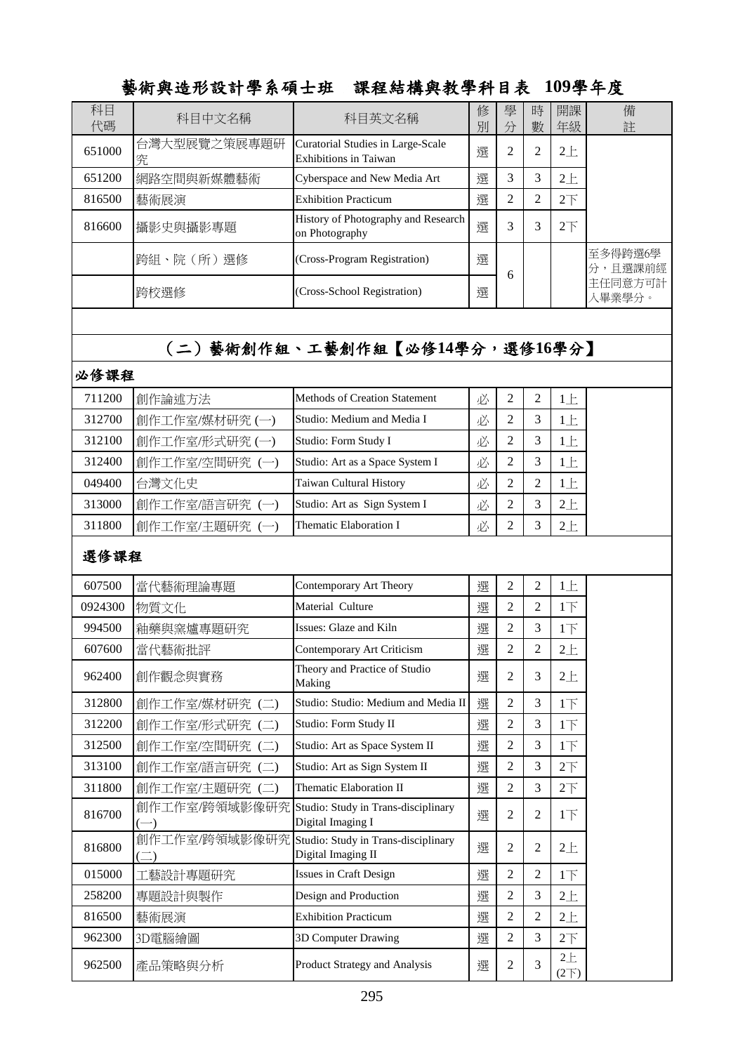# 藝術與造形設計學系碩士班　課程結構與教學科目表　109學年度

| 科目代碼 | 科目中文名稱 | 科目英文名稱 | 修別 | 學分 | 時數 | 開課年級 | 備註 |
|---|---|---|---|---|---|---|---|
| 651000 | 台灣大型展覽之策展專題研究 | Curatorial Studies in Large-Scale Exhibitions in Taiwan | 選 | 2 | 2 | 2上 | |
| 651200 | 網路空間與新媒體藝術 | Cyberspace and New Media Art | 選 | 3 | 3 | 2上 | |
| 816500 | 藝術展演 | Exhibition Practicum | 選 | 2 | 2 | 2下 | |
| 816600 | 攝影史與攝影專題 | History of Photography and Research on Photography | 選 | 3 | 3 | 2下 | |
| | 跨組、院（所）選修 | (Cross-Program Registration) | 選 | 6 | | | 至多得跨選6學分，且選課前經主任同意方可計入畢業學分。 |
| | 跨校選修 | (Cross-School Registration) | 選 | | | | |

## （二）藝術創作組、工藝創作組【必修14學分，選修16學分】

### 必修課程

| 科目代碼 | 科目中文名稱 | 科目英文名稱 | 修別 | 學分 | 時數 | 開課年級 | 備註 |
|---|---|---|---|---|---|---|---|
| 711200 | 創作論述方法 | Methods of Creation Statement | 必 | 2 | 2 | 1上 | |
| 312700 | 創作工作室/媒材研究 (一) | Studio: Medium and Media I | 必 | 2 | 3 | 1上 | |
| 312100 | 創作工作室/形式研究 (一) | Studio: Form Study I | 必 | 2 | 3 | 1上 | |
| 312400 | 創作工作室/空間研究 (一) | Studio: Art as a Space System I | 必 | 2 | 3 | 1上 | |
| 049400 | 台灣文化史 | Taiwan Cultural History | 必 | 2 | 2 | 1上 | |
| 313000 | 創作工作室/語言研究 (一) | Studio: Art as Sign System I | 必 | 2 | 3 | 2上 | |
| 311800 | 創作工作室/主題研究 (一) | Thematic Elaboration I | 必 | 2 | 3 | 2上 | |

### 選修課程

| 科目代碼 | 科目中文名稱 | 科目英文名稱 | 修別 | 學分 | 時數 | 開課年級 | 備註 |
|---|---|---|---|---|---|---|---|
| 607500 | 當代藝術理論專題 | Contemporary Art Theory | 選 | 2 | 2 | 1上 | |
| 0924300 | 物質文化 | Material Culture | 選 | 2 | 2 | 1下 | |
| 994500 | 釉藥與窯爐專題研究 | Issues: Glaze and Kiln | 選 | 2 | 3 | 1下 | |
| 607600 | 當代藝術批評 | Contemporary Art Criticism | 選 | 2 | 2 | 2上 | |
| 962400 | 創作觀念與實務 | Theory and Practice of Studio Making | 選 | 2 | 3 | 2上 | |
| 312800 | 創作工作室/媒材研究 (二) | Studio: Studio: Medium and Media II | 選 | 2 | 3 | 1下 | |
| 312200 | 創作工作室/形式研究 (二) | Studio: Form Study II | 選 | 2 | 3 | 1下 | |
| 312500 | 創作工作室/空間研究 (二) | Studio: Art as Space System II | 選 | 2 | 3 | 1下 | |
| 313100 | 創作工作室/語言研究 (二) | Studio: Art as Sign System II | 選 | 2 | 3 | 2下 | |
| 311800 | 創作工作室/主題研究 (二) | Thematic Elaboration II | 選 | 2 | 3 | 2下 | |
| 816700 | 創作工作室/跨領域影像研究(一) | Studio: Study in Trans-disciplinary Digital Imaging I | 選 | 2 | 2 | 1下 | |
| 816800 | 創作工作室/跨領域影像研究(二) | Studio: Study in Trans-disciplinary Digital Imaging II | 選 | 2 | 2 | 2上 | |
| 015000 | 工藝設計專題研究 | Issues in Craft Design | 選 | 2 | 2 | 1下 | |
| 258200 | 專題設計與製作 | Design and Production | 選 | 2 | 3 | 2上 | |
| 816500 | 藝術展演 | Exhibition Practicum | 選 | 2 | 2 | 2上 | |
| 962300 | 3D電腦繪圖 | 3D Computer Drawing | 選 | 2 | 3 | 2下 | |
| 962500 | 產品策略與分析 | Product Strategy and Analysis | 選 | 2 | 3 | 2上 (2下) | |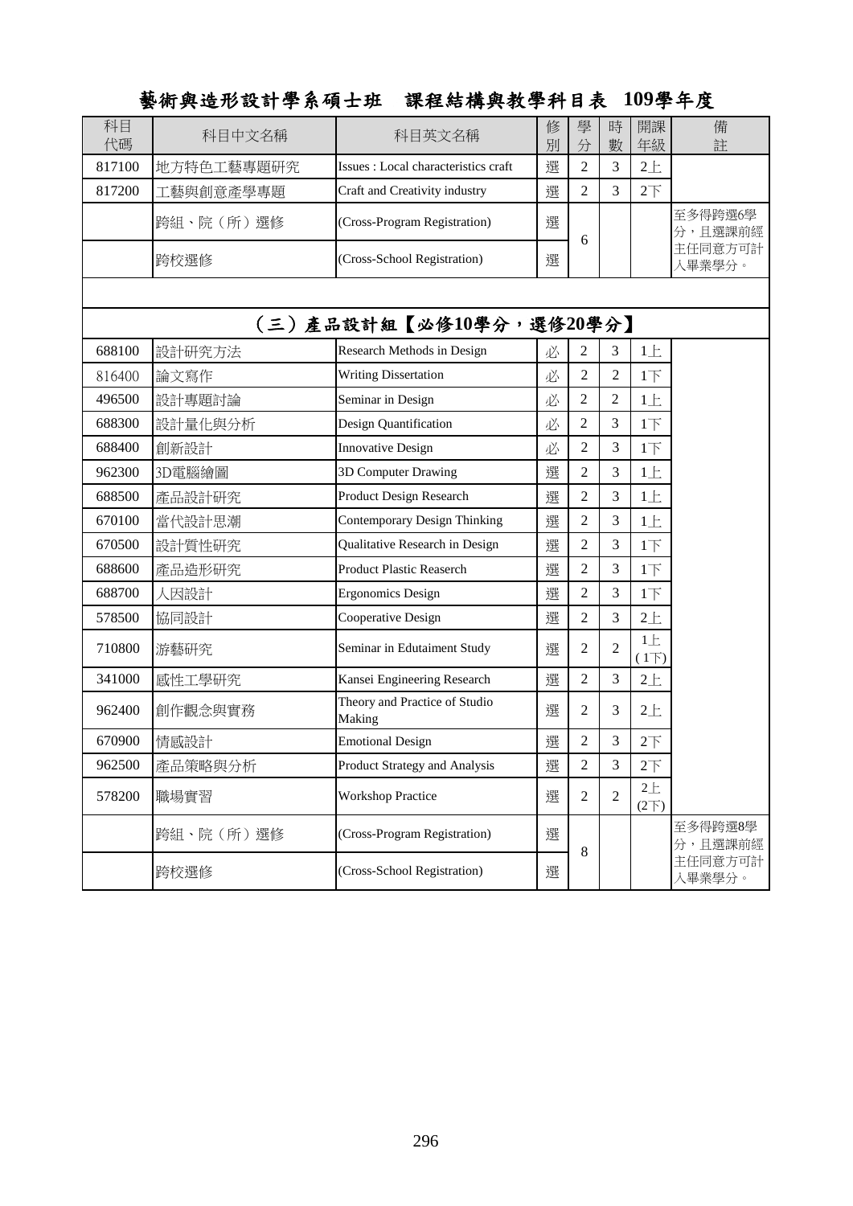# 藝術與造形設計學系碩士班　課程結構與教學科目表　109學年度

| 科目代碼 | 科目中文名稱 | 科目英文名稱 | 修別 | 學分 | 時數 | 開課年級 | 備註 |
|---|---|---|---|---|---|---|---|
| 817100 | 地方特色工藝專題研究 | Issues : Local characteristics craft | 選 | 2 | 3 | 2上 | |
| 817200 | 工藝與創意產學專題 | Craft and Creativity industry | 選 | 2 | 3 | 2下 | |
| | 跨組、院（所）選修 | (Cross-Program Registration) | 選 | 6 | | | 至多得跨選6學分，且選課前經主任同意方可計入畢業學分。 |
| | 跨校選修 | (Cross-School Registration) | 選 | | | | |
| | | | | | | | |
| **（三）產品設計組【必修10學分，選修20學分】** | | | | | | | |
| 688100 | 設計研究方法 | Research Methods in Design | 必 | 2 | 3 | 1上 | |
| 816400 | 論文寫作 | Writing Dissertation | 必 | 2 | 2 | 1下 | |
| 496500 | 設計專題討論 | Seminar in Design | 必 | 2 | 2 | 1上 | |
| 688300 | 設計量化與分析 | Design Quantification | 必 | 2 | 3 | 1下 | |
| 688400 | 創新設計 | Innovative Design | 必 | 2 | 3 | 1下 | |
| 962300 | 3D電腦繪圖 | 3D Computer Drawing | 選 | 2 | 3 | 1上 | |
| 688500 | 產品設計研究 | Product Design Research | 選 | 2 | 3 | 1上 | |
| 670100 | 當代設計思潮 | Contemporary Design Thinking | 選 | 2 | 3 | 1上 | |
| 670500 | 設計質性研究 | Qualitative Research in Design | 選 | 2 | 3 | 1下 | |
| 688600 | 產品造形研究 | Product Plastic Reaserch | 選 | 2 | 3 | 1下 | |
| 688700 | 人因設計 | Ergonomics Design | 選 | 2 | 3 | 1下 | |
| 578500 | 協同設計 | Cooperative Design | 選 | 2 | 3 | 2上 | |
| 710800 | 游藝研究 | Seminar in Edutaiment Study | 選 | 2 | 2 | 1上 (1下) | |
| 341000 | 感性工學研究 | Kansei Engineering Research | 選 | 2 | 3 | 2上 | |
| 962400 | 創作觀念與實務 | Theory and Practice of Studio Making | 選 | 2 | 3 | 2上 | |
| 670900 | 情感設計 | Emotional Design | 選 | 2 | 3 | 2下 | |
| 962500 | 產品策略與分析 | Product Strategy and Analysis | 選 | 2 | 3 | 2下 | |
| 578200 | 職場實習 | Workshop Practice | 選 | 2 | 2 | 2上 (2下) | |
| | 跨組、院（所）選修 | (Cross-Program Registration) | 選 | 8 | | | 至多得跨選8學分，且選課前經主任同意方可計入畢業學分。 |
| | 跨校選修 | (Cross-School Registration) | 選 | | | | |